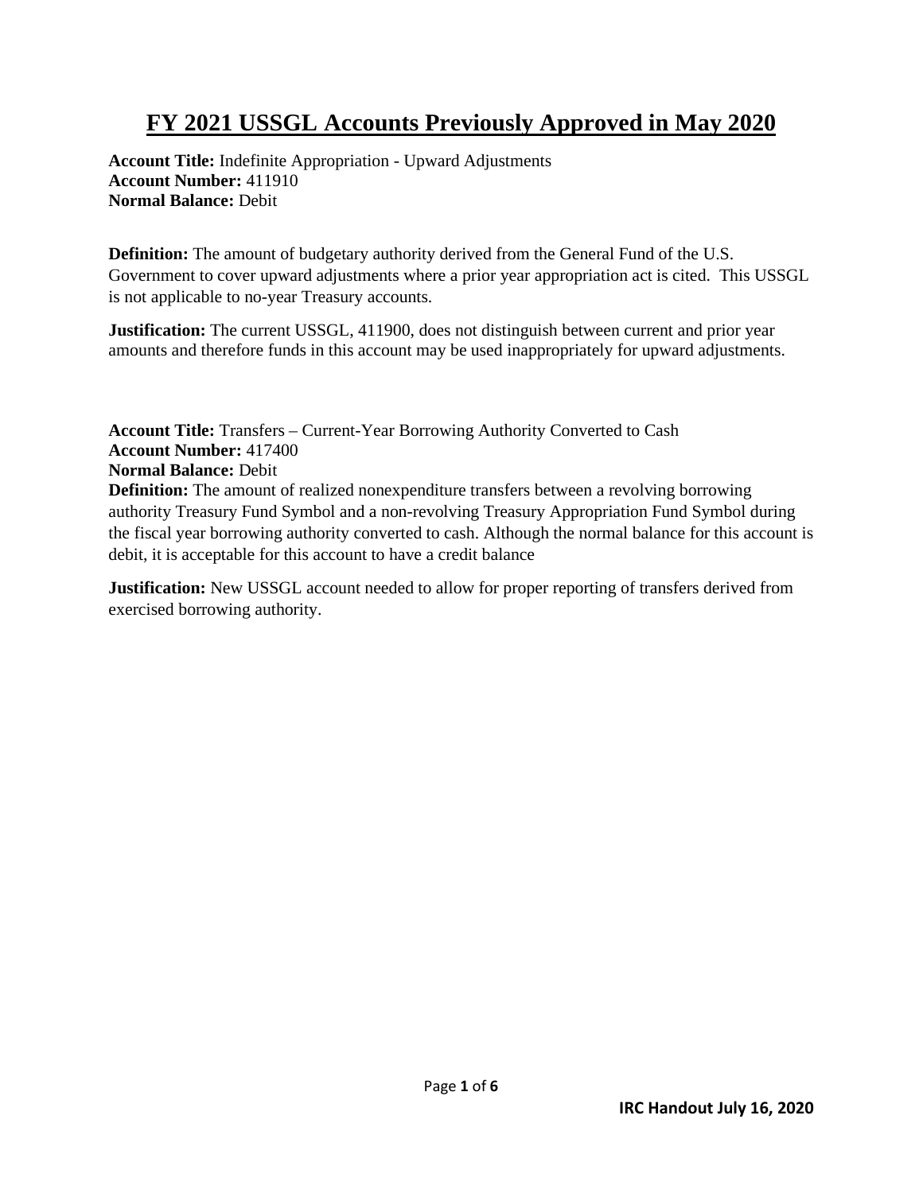# FY 2021 USSGL Accounts Previously Approved in May 2020

**Account Title:** Indefinite Appropriation - Upward Adjustments
**Account Number:** 411910
**Normal Balance:** Debit

**Definition:** The amount of budgetary authority derived from the General Fund of the U.S. Government to cover upward adjustments where a prior year appropriation act is cited. This USSGL is not applicable to no-year Treasury accounts.

**Justification:** The current USSGL, 411900, does not distinguish between current and prior year amounts and therefore funds in this account may be used inappropriately for upward adjustments.

**Account Title:** Transfers – Current-Year Borrowing Authority Converted to Cash
**Account Number:** 417400
**Normal Balance:** Debit
**Definition:** The amount of realized nonexpenditure transfers between a revolving borrowing authority Treasury Fund Symbol and a non-revolving Treasury Appropriation Fund Symbol during the fiscal year borrowing authority converted to cash. Although the normal balance for this account is debit, it is acceptable for this account to have a credit balance

**Justification:** New USSGL account needed to allow for proper reporting of transfers derived from exercised borrowing authority.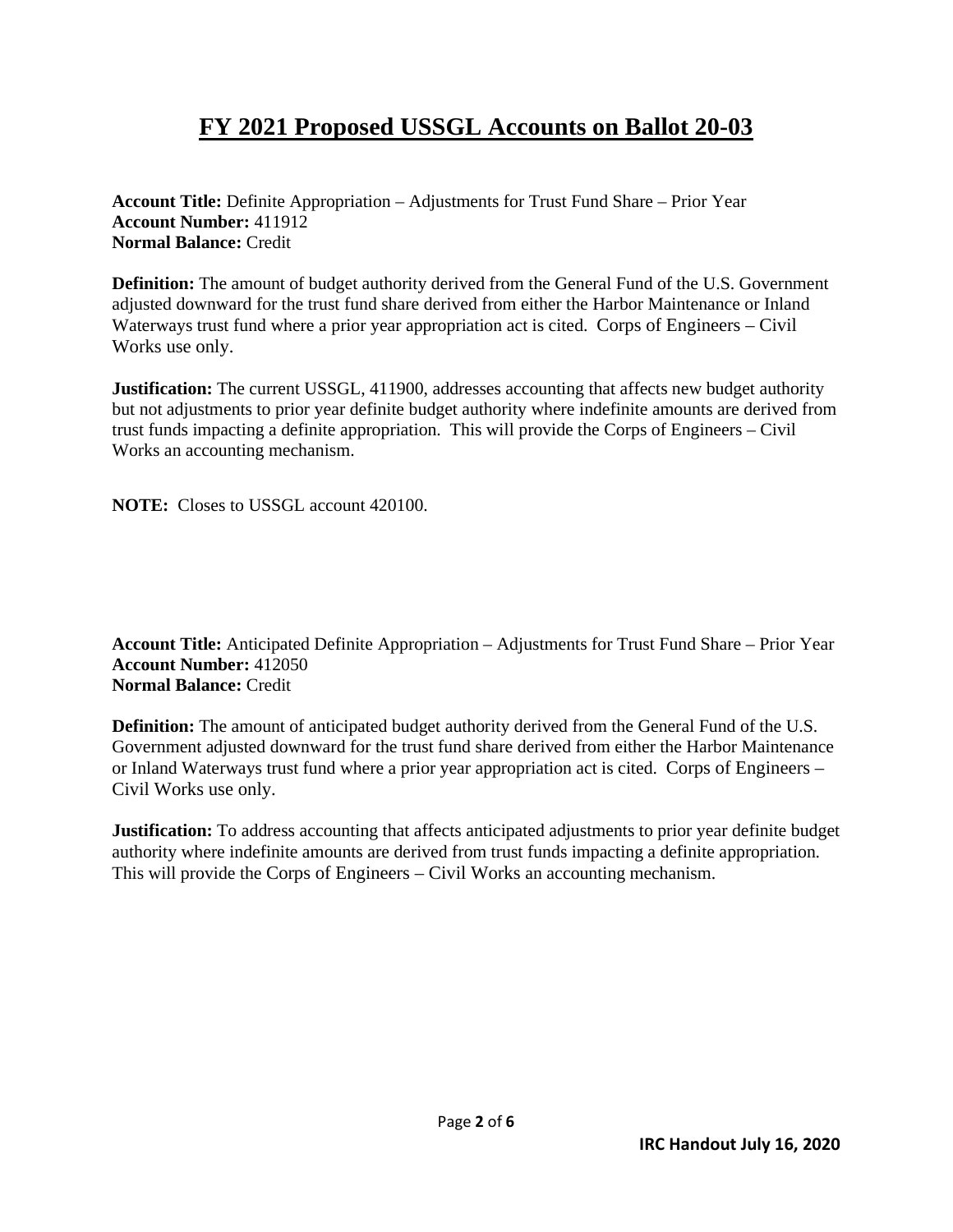# FY 2021 Proposed USSGL Accounts on Ballot 20-03

**Account Title:** Definite Appropriation – Adjustments for Trust Fund Share – Prior Year
**Account Number:** 411912
**Normal Balance:** Credit

**Definition:** The amount of budget authority derived from the General Fund of the U.S. Government adjusted downward for the trust fund share derived from either the Harbor Maintenance or Inland Waterways trust fund where a prior year appropriation act is cited. Corps of Engineers – Civil Works use only.

**Justification:** The current USSGL, 411900, addresses accounting that affects new budget authority but not adjustments to prior year definite budget authority where indefinite amounts are derived from trust funds impacting a definite appropriation. This will provide the Corps of Engineers – Civil Works an accounting mechanism.

**NOTE:** Closes to USSGL account 420100.

**Account Title:** Anticipated Definite Appropriation – Adjustments for Trust Fund Share – Prior Year
**Account Number:** 412050
**Normal Balance:** Credit

**Definition:** The amount of anticipated budget authority derived from the General Fund of the U.S. Government adjusted downward for the trust fund share derived from either the Harbor Maintenance or Inland Waterways trust fund where a prior year appropriation act is cited. Corps of Engineers – Civil Works use only.

**Justification:** To address accounting that affects anticipated adjustments to prior year definite budget authority where indefinite amounts are derived from trust funds impacting a definite appropriation. This will provide the Corps of Engineers – Civil Works an accounting mechanism.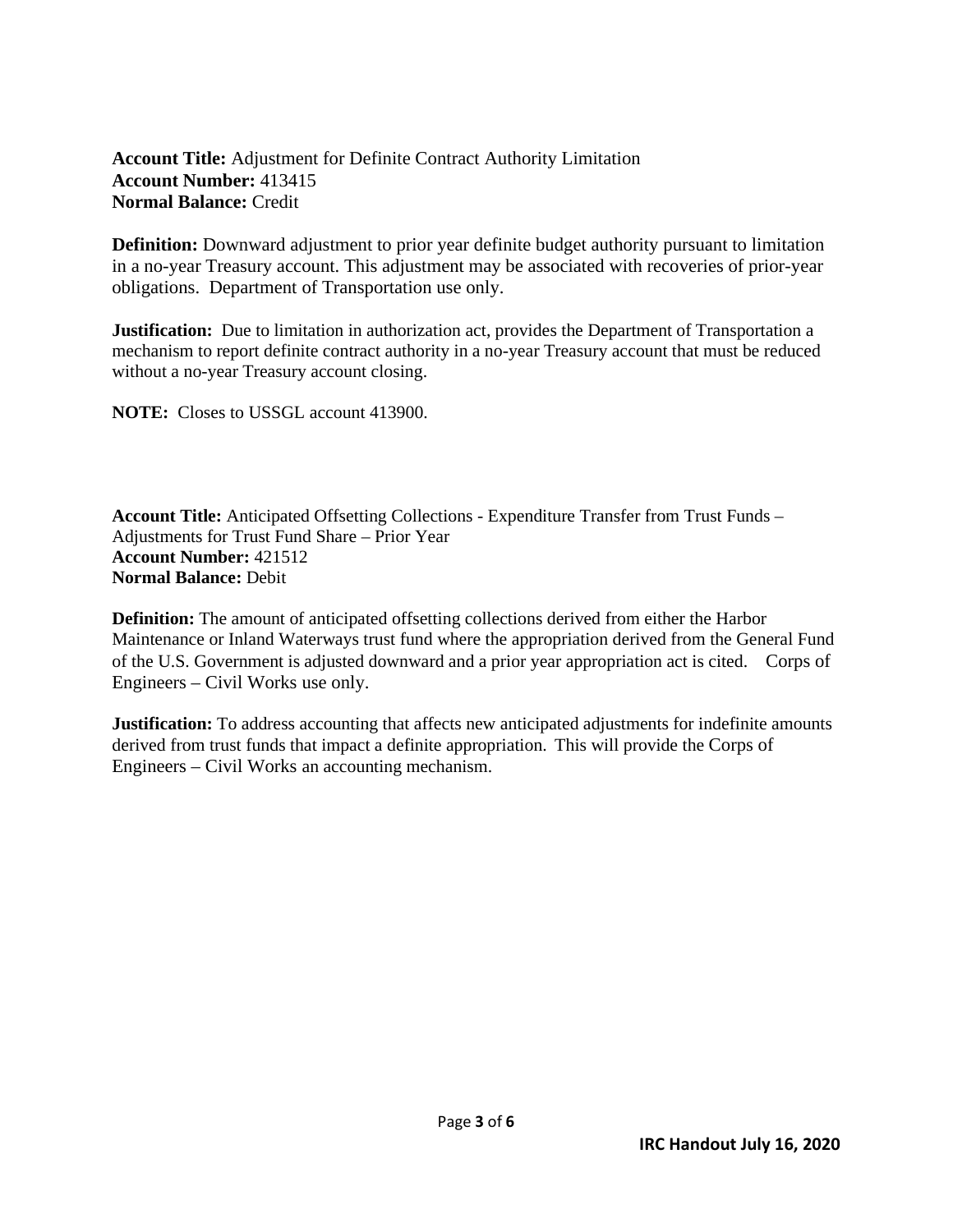**Account Title:** Adjustment for Definite Contract Authority Limitation
**Account Number:** 413415
**Normal Balance:** Credit

**Definition:** Downward adjustment to prior year definite budget authority pursuant to limitation in a no-year Treasury account. This adjustment may be associated with recoveries of prior-year obligations. Department of Transportation use only.

**Justification:** Due to limitation in authorization act, provides the Department of Transportation a mechanism to report definite contract authority in a no-year Treasury account that must be reduced without a no-year Treasury account closing.

**NOTE:** Closes to USSGL account 413900.

**Account Title:** Anticipated Offsetting Collections - Expenditure Transfer from Trust Funds – Adjustments for Trust Fund Share – Prior Year
**Account Number:** 421512
**Normal Balance:** Debit

**Definition:** The amount of anticipated offsetting collections derived from either the Harbor Maintenance or Inland Waterways trust fund where the appropriation derived from the General Fund of the U.S. Government is adjusted downward and a prior year appropriation act is cited. Corps of Engineers – Civil Works use only.

**Justification:** To address accounting that affects new anticipated adjustments for indefinite amounts derived from trust funds that impact a definite appropriation. This will provide the Corps of Engineers – Civil Works an accounting mechanism.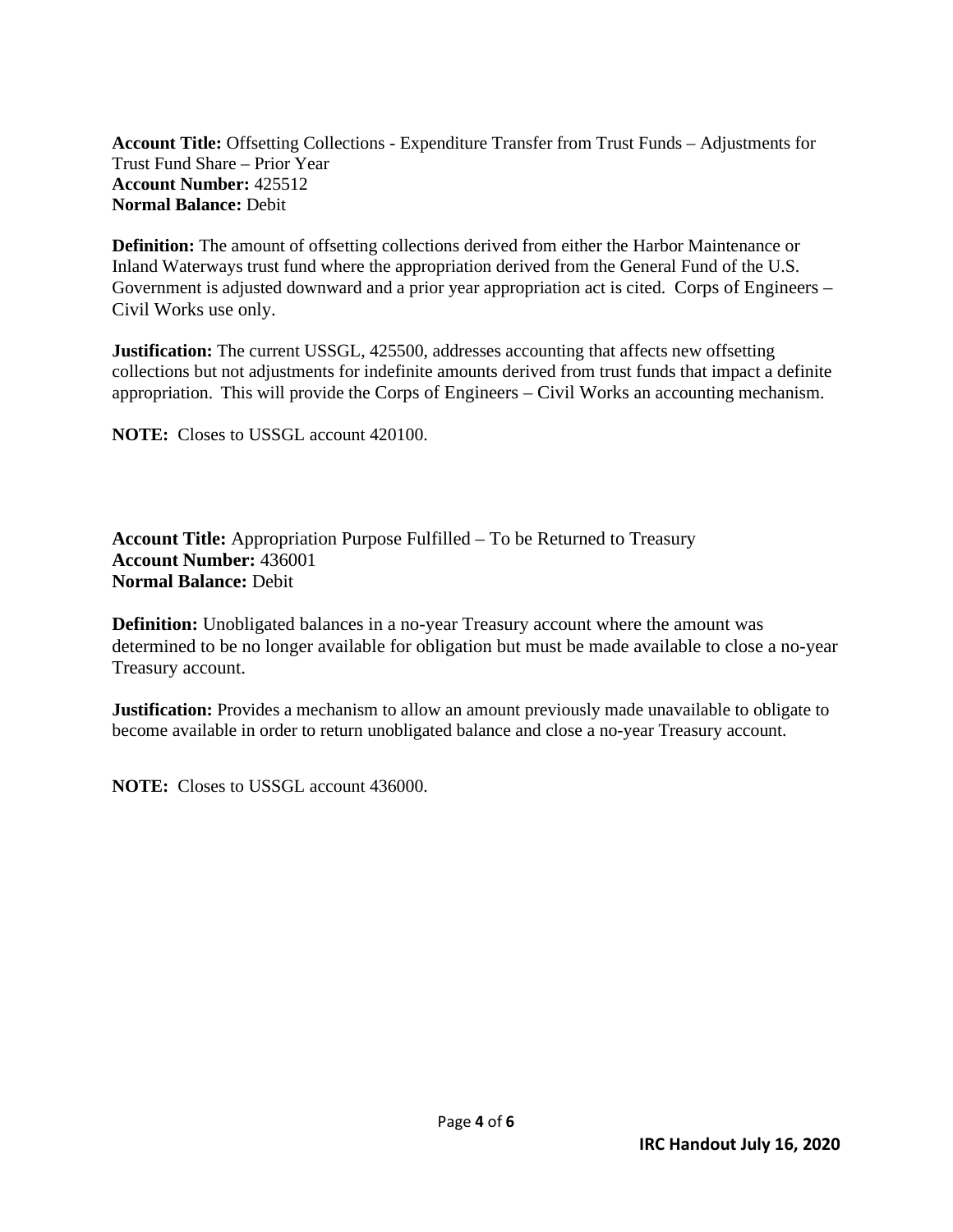**Account Title:** Offsetting Collections - Expenditure Transfer from Trust Funds – Adjustments for Trust Fund Share – Prior Year
**Account Number:** 425512
**Normal Balance:** Debit

**Definition:** The amount of offsetting collections derived from either the Harbor Maintenance or Inland Waterways trust fund where the appropriation derived from the General Fund of the U.S. Government is adjusted downward and a prior year appropriation act is cited. Corps of Engineers – Civil Works use only.

**Justification:** The current USSGL, 425500, addresses accounting that affects new offsetting collections but not adjustments for indefinite amounts derived from trust funds that impact a definite appropriation. This will provide the Corps of Engineers – Civil Works an accounting mechanism.

**NOTE:** Closes to USSGL account 420100.

**Account Title:** Appropriation Purpose Fulfilled – To be Returned to Treasury
**Account Number:** 436001
**Normal Balance:** Debit

**Definition:** Unobligated balances in a no-year Treasury account where the amount was determined to be no longer available for obligation but must be made available to close a no-year Treasury account.

**Justification:** Provides a mechanism to allow an amount previously made unavailable to obligate to become available in order to return unobligated balance and close a no-year Treasury account.

**NOTE:** Closes to USSGL account 436000.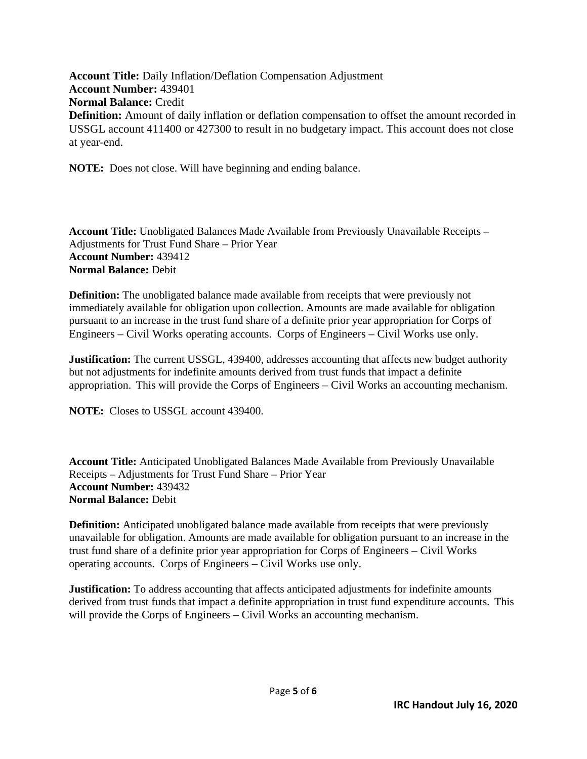**Account Title:** Daily Inflation/Deflation Compensation Adjustment
**Account Number:** 439401
**Normal Balance:** Credit
**Definition:** Amount of daily inflation or deflation compensation to offset the amount recorded in USSGL account 411400 or 427300 to result in no budgetary impact. This account does not close at year-end.

**NOTE:** Does not close. Will have beginning and ending balance.

**Account Title:** Unobligated Balances Made Available from Previously Unavailable Receipts – Adjustments for Trust Fund Share – Prior Year
**Account Number:** 439412
**Normal Balance:** Debit

**Definition:** The unobligated balance made available from receipts that were previously not immediately available for obligation upon collection. Amounts are made available for obligation pursuant to an increase in the trust fund share of a definite prior year appropriation for Corps of Engineers – Civil Works operating accounts. Corps of Engineers – Civil Works use only.

**Justification:** The current USSGL, 439400, addresses accounting that affects new budget authority but not adjustments for indefinite amounts derived from trust funds that impact a definite appropriation. This will provide the Corps of Engineers – Civil Works an accounting mechanism.

**NOTE:** Closes to USSGL account 439400.

**Account Title:** Anticipated Unobligated Balances Made Available from Previously Unavailable Receipts – Adjustments for Trust Fund Share – Prior Year
**Account Number:** 439432
**Normal Balance:** Debit

**Definition:** Anticipated unobligated balance made available from receipts that were previously unavailable for obligation. Amounts are made available for obligation pursuant to an increase in the trust fund share of a definite prior year appropriation for Corps of Engineers – Civil Works operating accounts. Corps of Engineers – Civil Works use only.

**Justification:** To address accounting that affects anticipated adjustments for indefinite amounts derived from trust funds that impact a definite appropriation in trust fund expenditure accounts. This will provide the Corps of Engineers – Civil Works an accounting mechanism.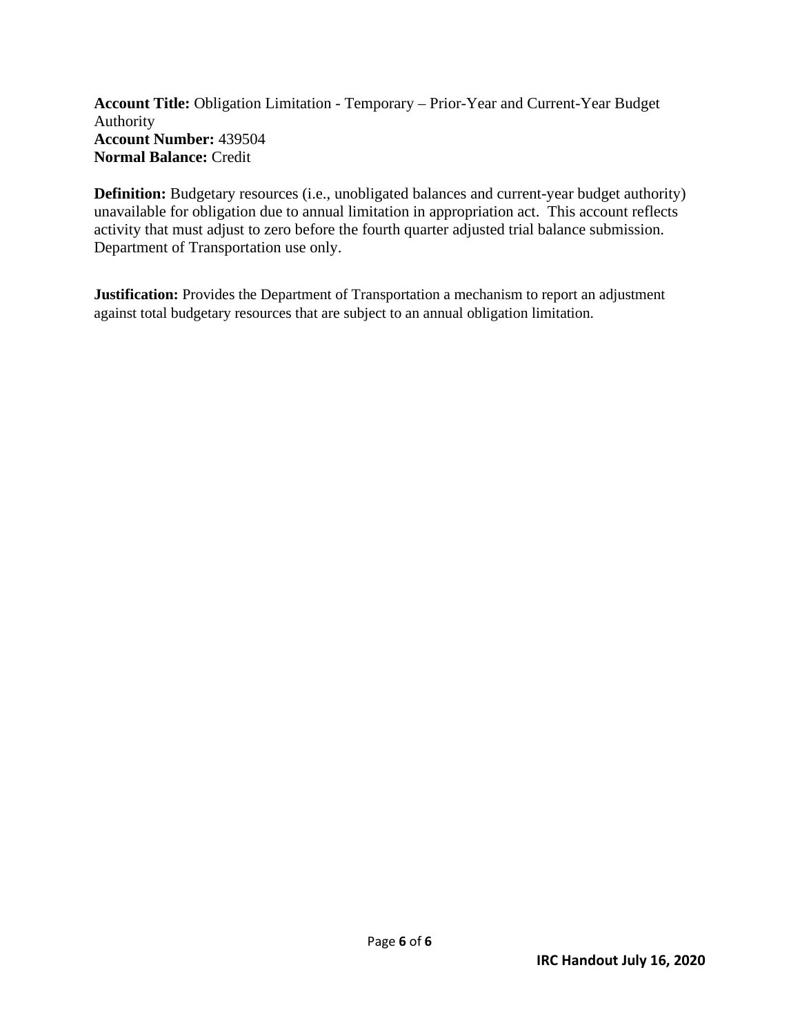**Account Title:** Obligation Limitation - Temporary – Prior-Year and Current-Year Budget Authority
**Account Number:** 439504
**Normal Balance:** Credit

**Definition:** Budgetary resources (i.e., unobligated balances and current-year budget authority) unavailable for obligation due to annual limitation in appropriation act. This account reflects activity that must adjust to zero before the fourth quarter adjusted trial balance submission. Department of Transportation use only.

**Justification:** Provides the Department of Transportation a mechanism to report an adjustment against total budgetary resources that are subject to an annual obligation limitation.